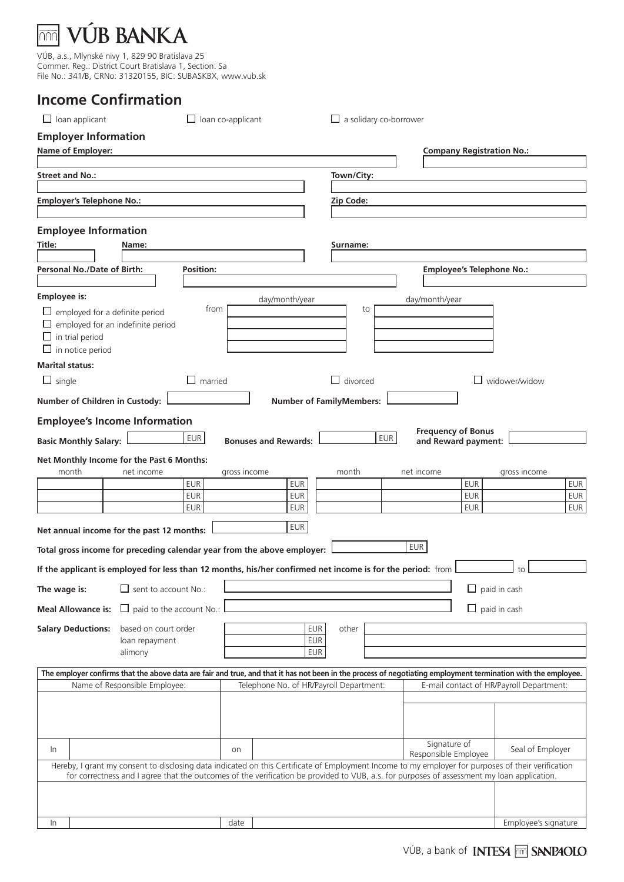# VÚB BANKA

VÚB, a.s., Mlynské nivy 1, 829 90 Bratislava 25
Commer. Reg.: District Court Bratislava 1, Section: Sa
File No.: 341/B, CRNo: 31320155, BIC: SUBASKBX, www.vub.sk

## Income Confirmation

☐ loan applicant ☐ loan co-applicant ☐ a solidary co-borrower

### Employer Information

**Name of Employer:** **Company Registration No.:**

**Street and No.:** **Town/City:**

**Employer's Telephone No.:** **Zip Code:**

### Employee Information

**Title:** **Name:** **Surname:**

**Personal No./Date of Birth:** **Position:** **Employee's Telephone No.:**

**Employee is:**

| | from (day/month/year) | to (day/month/year) |
|---|---|---|
| ☐ employed for a definite period | | |
| ☐ employed for an indefinite period | | |
| ☐ in trial period | | |
| ☐ in notice period | | |

**Marital status:**

☐ single ☐ married ☐ divorced ☐ widower/widow

**Number of Children in Custody:** **Number of FamilyMembers:**

### Employee's Income Information

**Basic Monthly Salary:** EUR **Bonuses and Rewards:** EUR **Frequency of Bonus and Reward payment:**

**Net Monthly Income for the Past 6 Months:**

| month | net income | gross income | month | net income | gross income |
|---|---|---|---|---|---|
| | EUR | EUR | | EUR | EUR |
| | EUR | EUR | | EUR | EUR |
| | EUR | EUR | | EUR | EUR |

**Net annual income for the past 12 months:** EUR

**Total gross income for preceding calendar year from the above employer:** EUR

**If the applicant is employed for less than 12 months, his/her confirmed net income is for the period:** from to

**The wage is:** ☐ sent to account No.: ☐ paid in cash

**Meal Allowance is:** ☐ paid to the account No.: ☐ paid in cash

**Salary Deductions:**

| | | |
|---|---|---|
| based on court order | EUR | other |
| loan repayment | EUR | |
| alimony | EUR | |

| The employer confirms that the above data are fair and true, and that it has not been in the process of negotiating employment termination with the employee. | | | |
|---|---|---|---|
| Name of Responsible Employee: | Telephone No. of HR/Payroll Department: | E-mail contact of HR/Payroll Department: | |
| | | | |
| In | on | Signature of Responsible Employee | Seal of Employer |

Hereby, I grant my consent to disclosing data indicated on this Certificate of Employment Income to my employer for purposes of their verification for correctness and I agree that the outcomes of the verification be provided to VUB, a.s. for purposes of assessment my loan application.

| | | |
|---|---|---|
| In | date | Employee's signature |

VÚB, a bank of INTESA SANPAOLO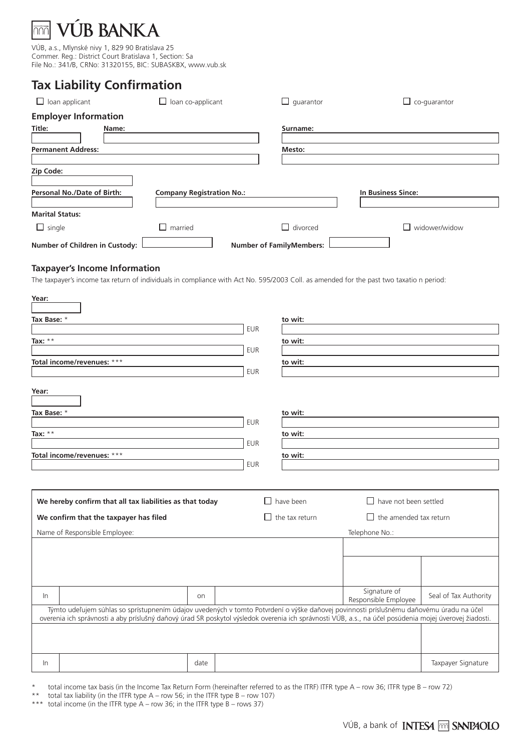# VÚB BANKA

VÚB, a.s., Mlynské nivy 1, 829 90 Bratislava 25
Commer. Reg.: District Court Bratislava 1, Section: Sa
File No.: 341/B, CRNo: 31320155, BIC: SUBASKBX, www.vub.sk

## Tax Liability Confirmation

☐ loan applicant ☐ loan co-applicant ☐ guarantor ☐ co-guarantor

### Employer Information

**Title:** **Name:** **Surname:**

**Permanent Address:** **Mesto:**

**Zip Code:**

**Personal No./Date of Birth:** **Company Registration No.:** **In Business Since:**

**Marital Status:**

☐ single ☐ married ☐ divorced ☐ widower/widow

**Number of Children in Custody:** **Number of FamilyMembers:**

### Taxpayer's Income Information

The taxpayer's income tax return of individuals in compliance with Act No. 595/2003 Coll. as amended for the past two taxatio n period:

**Year:**

**Tax Base:** * EUR **to wit:**

**Tax:** ** EUR **to wit:**

**Total income/revenues:** *** EUR **to wit:**

**Year:**

**Tax Base:** * EUR **to wit:**

**Tax:** ** EUR **to wit:**

**Total income/revenues:** *** EUR **to wit:**

| | | | | | |
|---|---|---|---|---|---|
| **We hereby confirm that all tax liabilities as that today** | | | ☐ have been | ☐ have not been settled | |
| **We confirm that the taxpayer has filed** | | | ☐ the tax return | ☐ the amended tax return | |
| Name of Responsible Employee: | | | | Telephone No.: | |
| | | | | | |
| In | | on | | Signature of Responsible Employee | Seal of Tax Authority |

Týmto udeľujem súhlas so sprístupnením údajov uvedených v tomto Potvrdení o výške daňovej povinnosti príslušnému daňovému úradu na účel overenia ich správnosti a aby príslušný daňový úrad SR poskytol výsledok overenia ich správnosti VÚB, a.s., na účel posúdenia mojej úverovej žiadosti.

| | | | | |
|---|---|---|---|---|
| | | | | |
| In | | date | | Taxpayer Signature |

\* total income tax basis (in the Income Tax Return Form (hereinafter referred to as the ITRF) ITFR type A – row 36; ITFR type B – row 72)

** total tax liability (in the ITFR type A – row 56; in the ITFR type B – row 107)

*** total income (in the ITFR type A – row 36; in the ITFR type B – rows 37)

VÚB, a bank of INTESA SANPAOLO